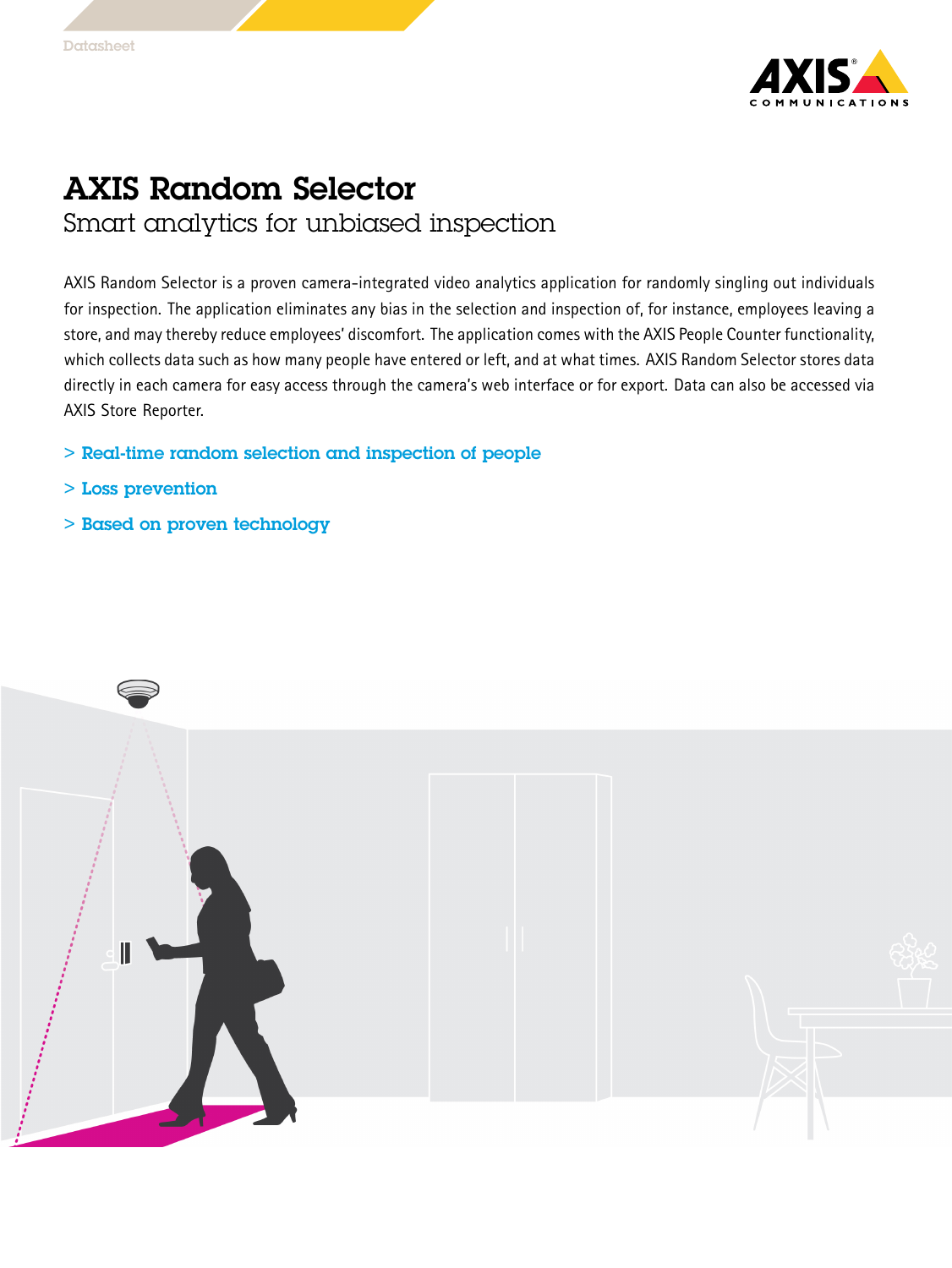Datasheet

# AXIS Random Selector

## Smart analytics for unbiased inspection

AXIS Random Selector is a proven camera-integrated video analytics application for randomly singling out individuals for inspection. The application eliminates any bias in the selection and inspection of, for instance, employees leaving a store, and may thereby reduce employees' discomfort. The application comes with the AXIS People Counter functionality, which collects data such as how many people have entered or left, and at what times. AXIS Random Selector stores data directly in each camera for easy access through the camera's web interface or for export. Data can also be accessed via AXIS Store Reporter.

- Real-time random selection and inspection of people
- Loss prevention
- Based on proven technology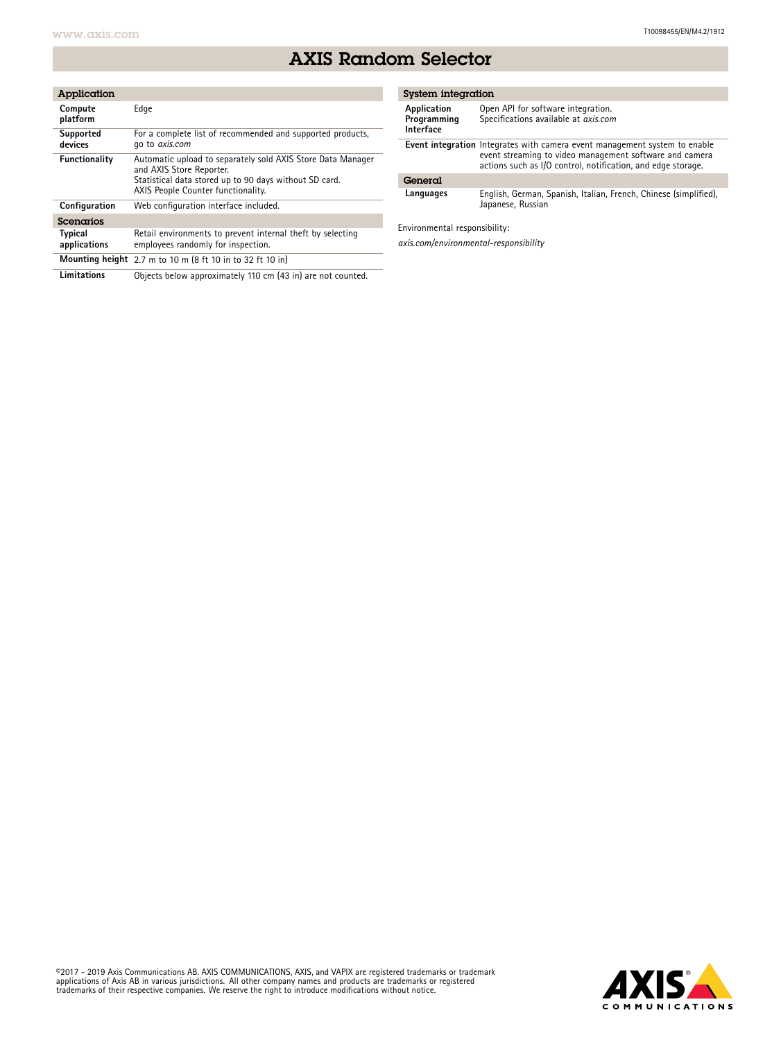# AXIS Random Selector

## Application

| | |
|---|---|
| **Compute platform** | Edge |
| **Supported devices** | For a complete list of recommended and supported products, go to *axis.com* |
| **Functionality** | Automatic upload to separately sold AXIS Store Data Manager and AXIS Store Reporter.<br>Statistical data stored up to 90 days without SD card.<br>AXIS People Counter functionality. |
| **Configuration** | Web configuration interface included. |

## Scenarios

| | |
|---|---|
| **Typical applications** | Retail environments to prevent internal theft by selecting employees randomly for inspection. |
| **Mounting height** | 2.7 m to 10 m (8 ft 10 in to 32 ft 10 in) |
| **Limitations** | Objects below approximately 110 cm (43 in) are not counted. |

## System integration

| | |
|---|---|
| **Application Programming Interface** | Open API for software integration.<br>Specifications available at *axis.com* |
| **Event integration** | Integrates with camera event management system to enable event streaming to video management software and camera actions such as I/O control, notification, and edge storage. |

## General

| | |
|---|---|
| **Languages** | English, German, Spanish, Italian, French, Chinese (simplified), Japanese, Russian |

Environmental responsibility:

*axis.com/environmental-responsibility*

©2017 - 2019 Axis Communications AB. AXIS COMMUNICATIONS, AXIS, and VAPIX are registered trademarks or trademark applications of Axis AB in various jurisdictions. All other company names and products are trademarks or registered trademarks of their respective companies. We reserve the right to introduce modifications without notice.